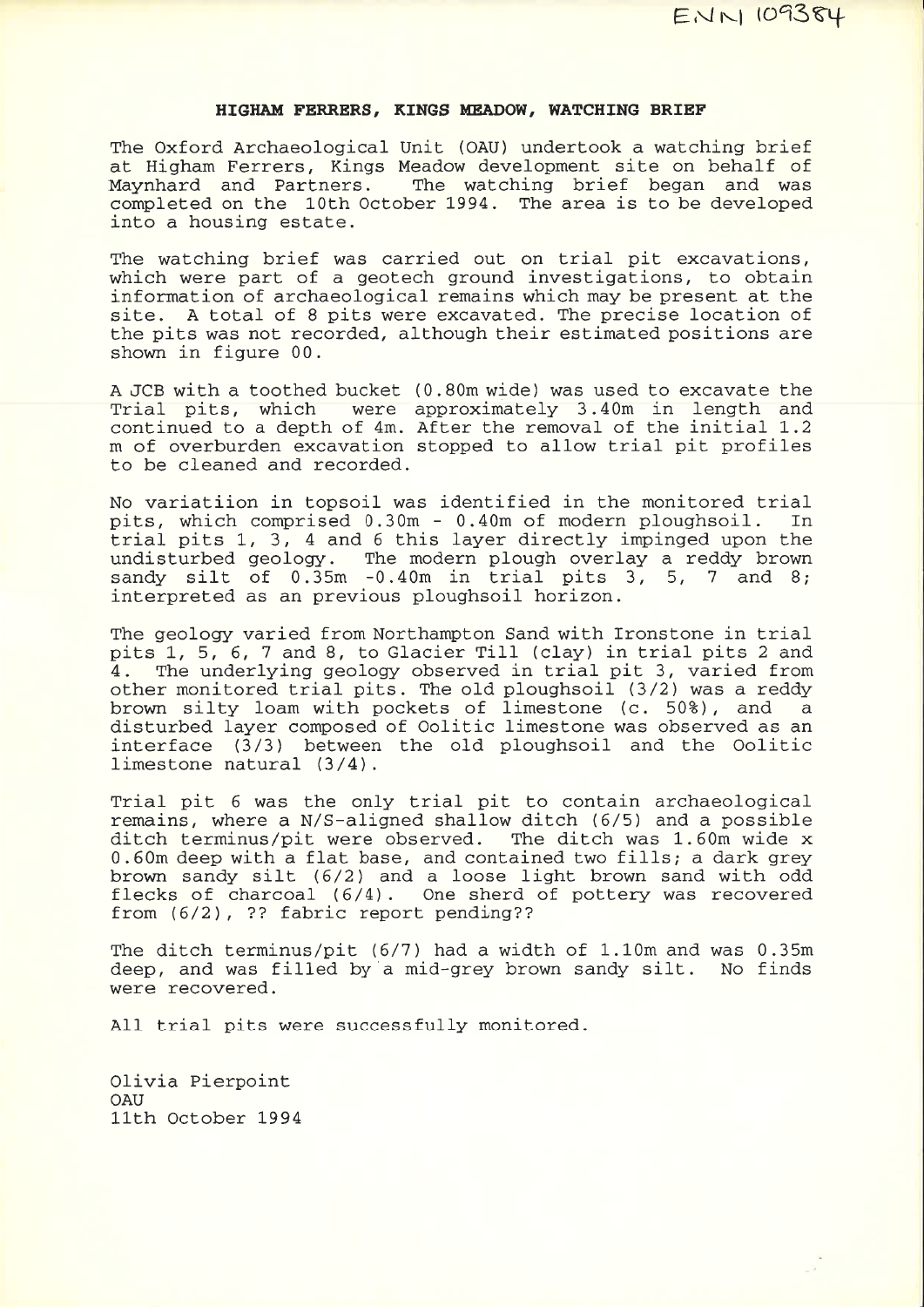ENN 109384

## HIGHAM FERRERS, KINGS MEADOW, WATCHING BRIEF

The Oxford Archaeological Unit (OAU) undertook a watching brief at Higham Ferrers, Kings Meadow development site on behalf of Maynhard and Partners. The watching brief began and was completed on the 10th October 1994. The area is to be developed into a housing estate.

The watching brief was carried out on trial pit excavations, which were part of a geotech ground investigations, to obtain information of archaeological remains which may be present at the site. A total of 8 pits were excavated. The precise location of the pits was not recorded, although their estimated positions are shown in figure 00.

A JCB with a toothed bucket (0.80m wide) was used to excavate the Trial pits, which were approximately 3.40m in length and continued to a depth of 4m. After the removal of the initial 1.2 m of overburden excavation stopped to allow trial pit profiles to be cleaned and recorded.

No variatiion in topsoil was identified in the monitored trial pits, which comprised 0.30m - 0.40m of modern ploughsoil. In trial pits 1, 3, 4 and 6 this layer directly impinged upon the undisturbed geology. The modern plough overlay a reddy brown sandy silt of 0.35m -0.40m in trial pits 3, 5, 7 and 8; interpreted as an previous ploughsoil horizon.

The geology varied from Northampton Sand with Ironstone in trial pits 1, 5, 6, 7 and 8, to Glacier Till (clay) in trial pits 2 and 4. The underlying geology observed in trial pit 3, varied from other monitored trial pits. The old ploughsoil (3/2) was a reddy brown silty loam with pockets of limestone (c. 50%), and a disturbed layer composed of Oolitic limestone was observed as an interface (3/3) between the old ploughsoil and the Oolitic limestone natural (3/4).

Trial pit 6 was the only trial pit to contain archaeological remains, where a N/S-aligned shallow ditch (6/5) and a possible ditch terminus/pit were observed. The ditch was 1.60m wide x 0.60m deep with a flat base, and contained two fills; a dark grey brown sandy silt (6/2) and a loose light brown sand with odd flecks of charcoal (6/4). One sherd of pottery was recovered from (6/2), ?? fabric report pending??

The ditch terminus/pit (6/7) had a width of 1.10m and was 0.35m deep, and was filled by a mid-grey brown sandy silt. No finds were recovered.

All trial pits were successfully monitored.

Olivia Pierpoint  
OAU  
11th October 1994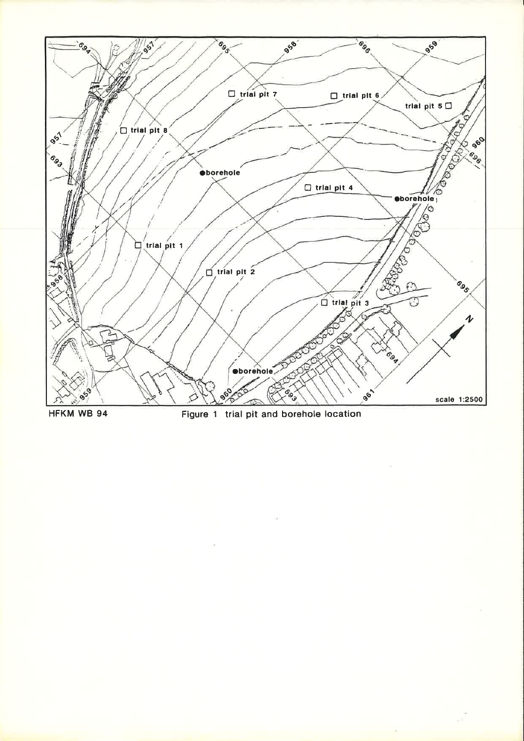trial pit 7

trial pit 6

trial pit 5

trial pit 8

borehole

trial pit 4

borehole

trial pit 1

trial pit 2

trial pit 3

borehole

694

957

695

958

696

959

957

693

960

696

958

695

694

959

960

693

961

N

scale 1:2500

HFKM WB 94

Figure 1 trial pit and borehole location